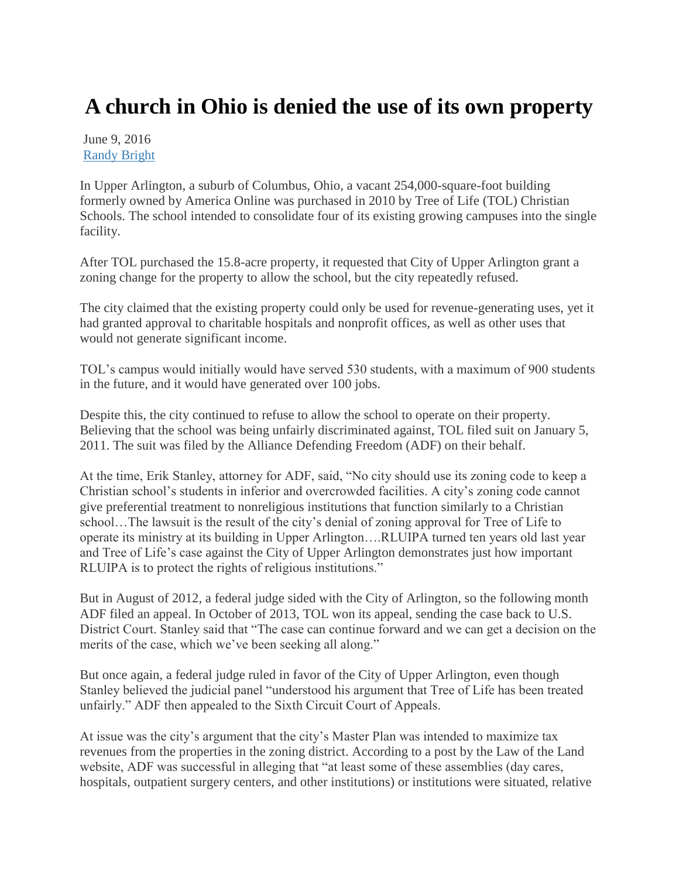# A church in Ohio is denied the use of its own property

June 9, 2016
Randy Bright

In Upper Arlington, a suburb of Columbus, Ohio, a vacant 254,000-square-foot building formerly owned by America Online was purchased in 2010 by Tree of Life (TOL) Christian Schools. The school intended to consolidate four of its existing growing campuses into the single facility.

After TOL purchased the 15.8-acre property, it requested that City of Upper Arlington grant a zoning change for the property to allow the school, but the city repeatedly refused.

The city claimed that the existing property could only be used for revenue-generating uses, yet it had granted approval to charitable hospitals and nonprofit offices, as well as other uses that would not generate significant income.

TOL's campus would initially would have served 530 students, with a maximum of 900 students in the future, and it would have generated over 100 jobs.

Despite this, the city continued to refuse to allow the school to operate on their property. Believing that the school was being unfairly discriminated against, TOL filed suit on January 5, 2011. The suit was filed by the Alliance Defending Freedom (ADF) on their behalf.

At the time, Erik Stanley, attorney for ADF, said, "No city should use its zoning code to keep a Christian school's students in inferior and overcrowded facilities. A city's zoning code cannot give preferential treatment to nonreligious institutions that function similarly to a Christian school…The lawsuit is the result of the city's denial of zoning approval for Tree of Life to operate its ministry at its building in Upper Arlington….RLUIPA turned ten years old last year and Tree of Life's case against the City of Upper Arlington demonstrates just how important RLUIPA is to protect the rights of religious institutions."

But in August of 2012, a federal judge sided with the City of Arlington, so the following month ADF filed an appeal. In October of 2013, TOL won its appeal, sending the case back to U.S. District Court. Stanley said that "The case can continue forward and we can get a decision on the merits of the case, which we've been seeking all along."

But once again, a federal judge ruled in favor of the City of Upper Arlington, even though Stanley believed the judicial panel "understood his argument that Tree of Life has been treated unfairly." ADF then appealed to the Sixth Circuit Court of Appeals.

At issue was the city's argument that the city's Master Plan was intended to maximize tax revenues from the properties in the zoning district. According to a post by the Law of the Land website, ADF was successful in alleging that "at least some of these assemblies (day cares, hospitals, outpatient surgery centers, and other institutions) or institutions were situated, relative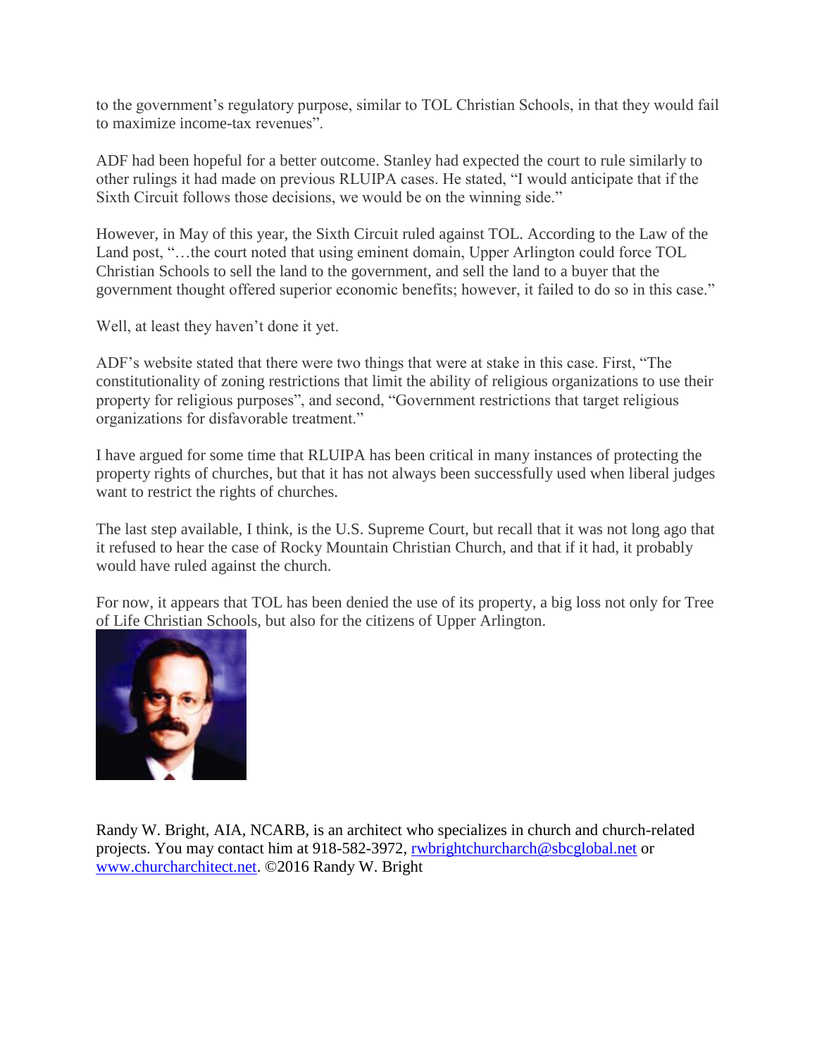to the government's regulatory purpose, similar to TOL Christian Schools, in that they would fail to maximize income-tax revenues".

ADF had been hopeful for a better outcome. Stanley had expected the court to rule similarly to other rulings it had made on previous RLUIPA cases. He stated, "I would anticipate that if the Sixth Circuit follows those decisions, we would be on the winning side."

However, in May of this year, the Sixth Circuit ruled against TOL. According to the Law of the Land post, "…the court noted that using eminent domain, Upper Arlington could force TOL Christian Schools to sell the land to the government, and sell the land to a buyer that the government thought offered superior economic benefits; however, it failed to do so in this case."

Well, at least they haven't done it yet.

ADF's website stated that there were two things that were at stake in this case. First, "The constitutionality of zoning restrictions that limit the ability of religious organizations to use their property for religious purposes", and second, "Government restrictions that target religious organizations for disfavorable treatment."

I have argued for some time that RLUIPA has been critical in many instances of protecting the property rights of churches, but that it has not always been successfully used when liberal judges want to restrict the rights of churches.

The last step available, I think, is the U.S. Supreme Court, but recall that it was not long ago that it refused to hear the case of Rocky Mountain Christian Church, and that if it had, it probably would have ruled against the church.

For now, it appears that TOL has been denied the use of its property, a big loss not only for Tree of Life Christian Schools, but also for the citizens of Upper Arlington.

Randy W. Bright, AIA, NCARB, is an architect who specializes in church and church-related projects. You may contact him at 918-582-3972, rwbrightchurcharch@sbcglobal.net or www.churcharchitect.net. ©2016 Randy W. Bright